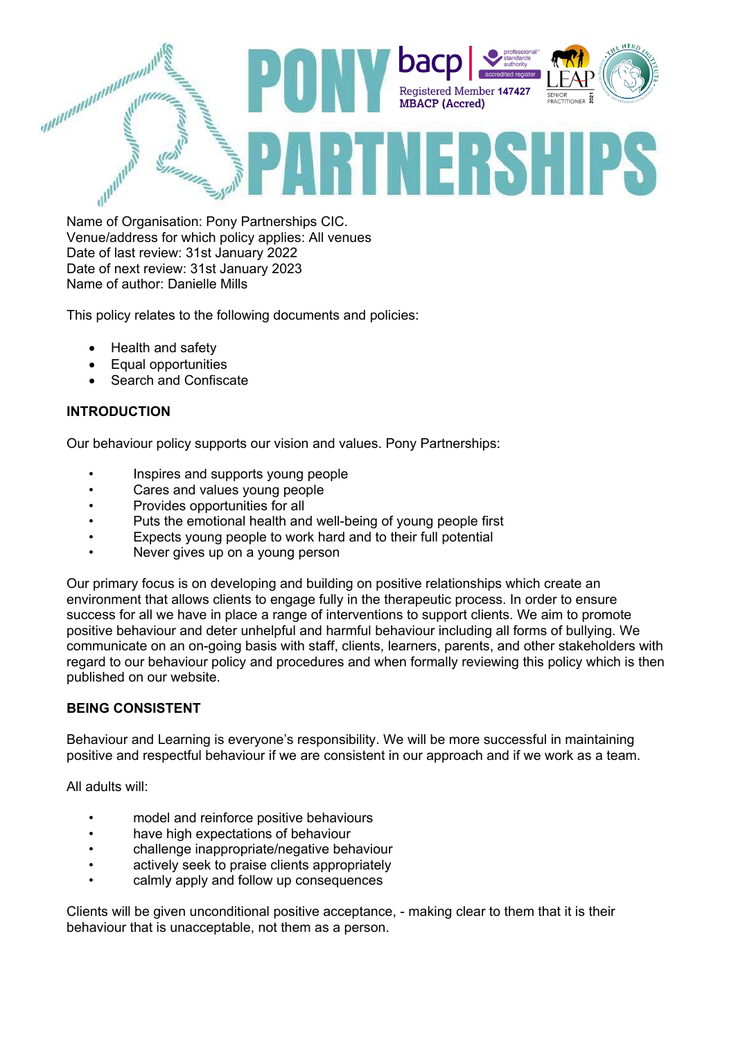# PONY PARTNERSHIPS

bacp | professional standards authority accredited register
Registered Member **147427**
**MBACP (Accred)**

LEAP SENIOR PRACTITIONER 2021

THE HERD INSTITUTE

Name of Organisation: Pony Partnerships CIC.
Venue/address for which policy applies: All venues
Date of last review: 31st January 2022
Date of next review: 31st January 2023
Name of author: Danielle Mills

This policy relates to the following documents and policies:

- Health and safety
- Equal opportunities
- Search and Confiscate

**INTRODUCTION**

Our behaviour policy supports our vision and values. Pony Partnerships:

- Inspires and supports young people
- Cares and values young people
- Provides opportunities for all
- Puts the emotional health and well-being of young people first
- Expects young people to work hard and to their full potential
- Never gives up on a young person

Our primary focus is on developing and building on positive relationships which create an environment that allows clients to engage fully in the therapeutic process. In order to ensure success for all we have in place a range of interventions to support clients. We aim to promote positive behaviour and deter unhelpful and harmful behaviour including all forms of bullying. We communicate on an on-going basis with staff, clients, learners, parents, and other stakeholders with regard to our behaviour policy and procedures and when formally reviewing this policy which is then published on our website.

**BEING CONSISTENT**

Behaviour and Learning is everyone's responsibility. We will be more successful in maintaining positive and respectful behaviour if we are consistent in our approach and if we work as a team.

All adults will:

- model and reinforce positive behaviours
- have high expectations of behaviour
- challenge inappropriate/negative behaviour
- actively seek to praise clients appropriately
- calmly apply and follow up consequences

Clients will be given unconditional positive acceptance, - making clear to them that it is their behaviour that is unacceptable, not them as a person.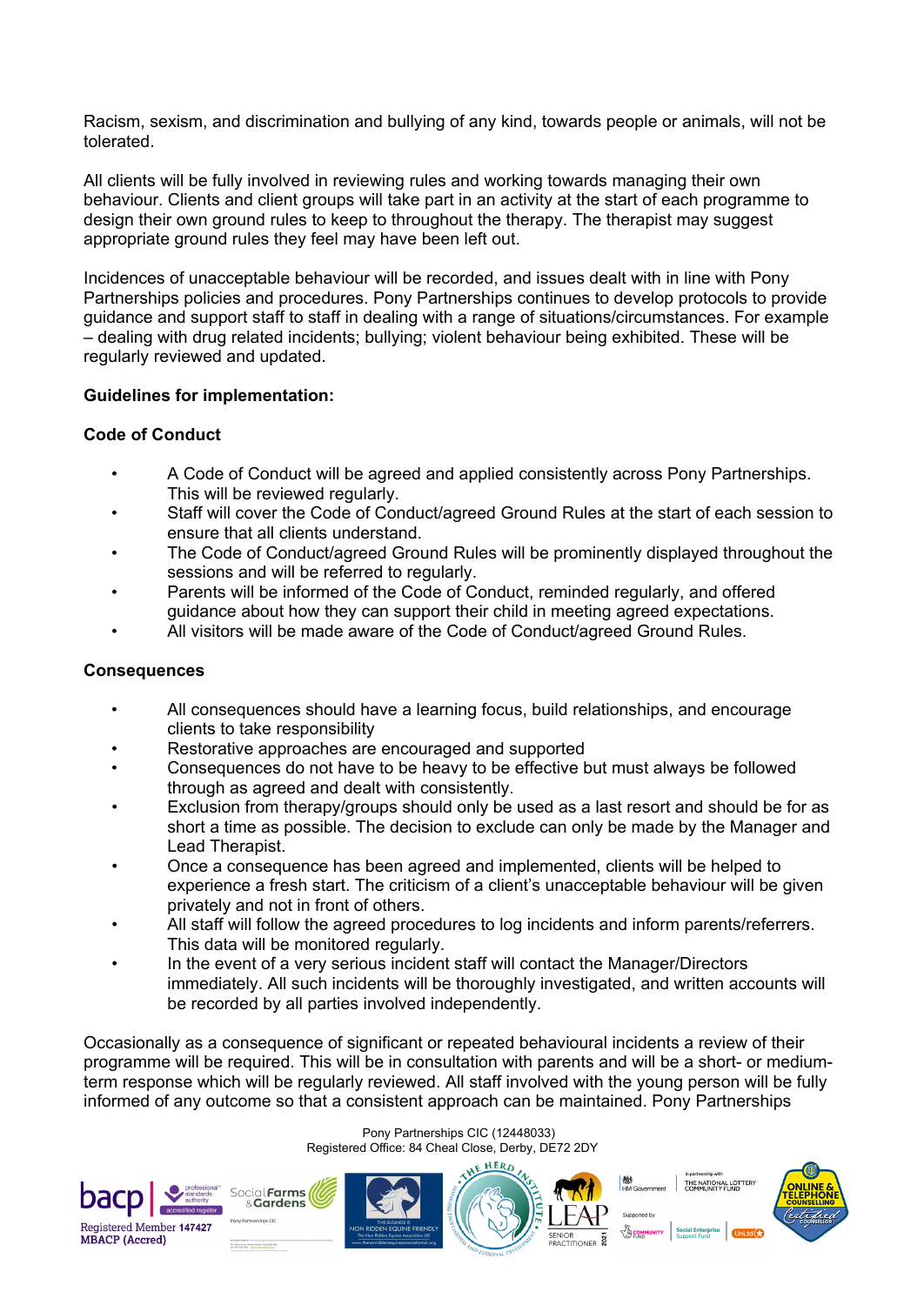Racism, sexism, and discrimination and bullying of any kind, towards people or animals, will not be tolerated.

All clients will be fully involved in reviewing rules and working towards managing their own behaviour. Clients and client groups will take part in an activity at the start of each programme to design their own ground rules to keep to throughout the therapy. The therapist may suggest appropriate ground rules they feel may have been left out.

Incidences of unacceptable behaviour will be recorded, and issues dealt with in line with Pony Partnerships policies and procedures. Pony Partnerships continues to develop protocols to provide guidance and support staff to staff in dealing with a range of situations/circumstances. For example – dealing with drug related incidents; bullying; violent behaviour being exhibited. These will be regularly reviewed and updated.

**Guidelines for implementation:**

**Code of Conduct**

- A Code of Conduct will be agreed and applied consistently across Pony Partnerships. This will be reviewed regularly.
- Staff will cover the Code of Conduct/agreed Ground Rules at the start of each session to ensure that all clients understand.
- The Code of Conduct/agreed Ground Rules will be prominently displayed throughout the sessions and will be referred to regularly.
- Parents will be informed of the Code of Conduct, reminded regularly, and offered guidance about how they can support their child in meeting agreed expectations.
- All visitors will be made aware of the Code of Conduct/agreed Ground Rules.

**Consequences**

- All consequences should have a learning focus, build relationships, and encourage clients to take responsibility
- Restorative approaches are encouraged and supported
- Consequences do not have to be heavy to be effective but must always be followed through as agreed and dealt with consistently.
- Exclusion from therapy/groups should only be used as a last resort and should be for as short a time as possible. The decision to exclude can only be made by the Manager and Lead Therapist.
- Once a consequence has been agreed and implemented, clients will be helped to experience a fresh start. The criticism of a client's unacceptable behaviour will be given privately and not in front of others.
- All staff will follow the agreed procedures to log incidents and inform parents/referrers. This data will be monitored regularly.
- In the event of a very serious incident staff will contact the Manager/Directors immediately. All such incidents will be thoroughly investigated, and written accounts will be recorded by all parties involved independently.

Occasionally as a consequence of significant or repeated behavioural incidents a review of their programme will be required. This will be in consultation with parents and will be a short- or medium-term response which will be regularly reviewed. All staff involved with the young person will be fully informed of any outcome so that a consistent approach can be maintained. Pony Partnerships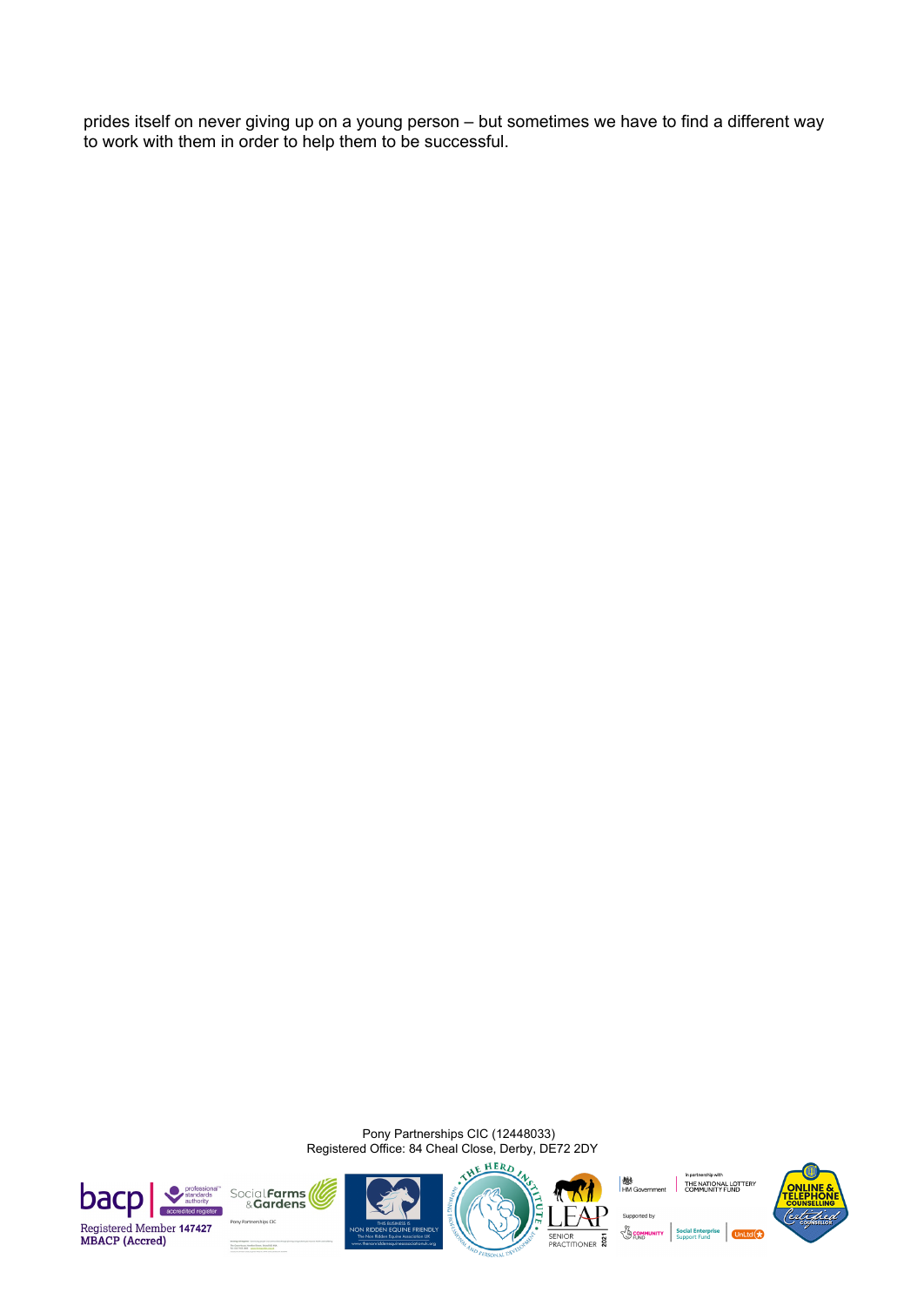prides itself on never giving up on a young person – but sometimes we have to find a different way to work with them in order to help them to be successful.